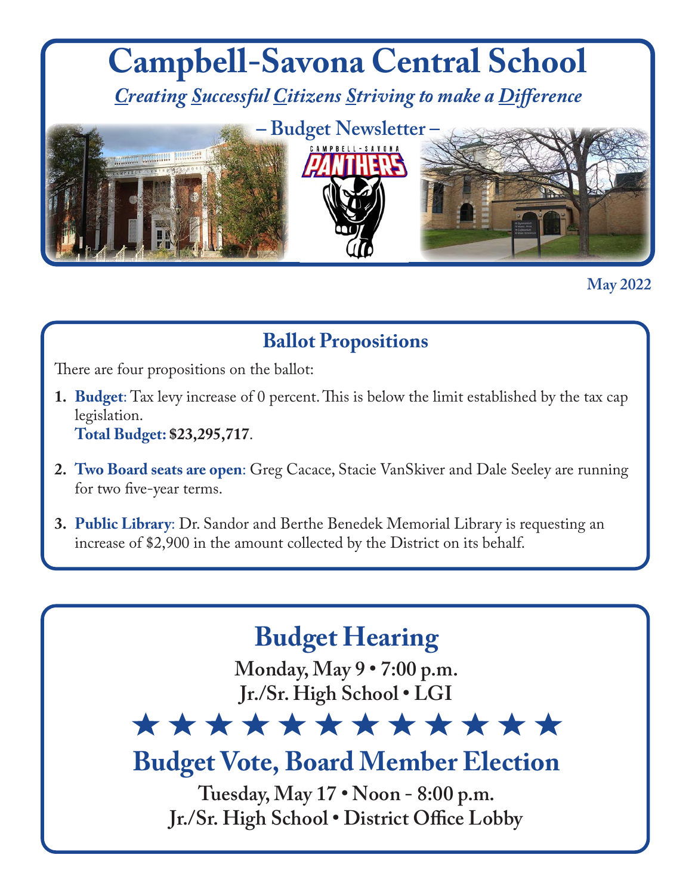# Campbell-Savona Central School

***C**reating **S**uccessful **C**itizens **S**triving to make a **D**ifference*

## – Budget Newsletter –

**May 2022**

## Ballot Propositions

There are four propositions on the ballot:

1. **Budget**: Tax levy increase of 0 percent. This is below the limit established by the tax cap legislation.
   **Total Budget: $23,295,717**.

2. **Two Board seats are open**: Greg Cacace, Stacie VanSkiver and Dale Seeley are running for two five-year terms.

3. **Public Library**: Dr. Sandor and Berthe Benedek Memorial Library is requesting an increase of $2,900 in the amount collected by the District on its behalf.

## Budget Hearing

**Monday, May 9 • 7:00 p.m.**
**Jr./Sr. High School • LGI**

★ ★ ★ ★ ★ ★ ★ ★ ★ ★ ★ ★

## Budget Vote, Board Member Election

**Tuesday, May 17 • Noon - 8:00 p.m.**
**Jr./Sr. High School • District Office Lobby**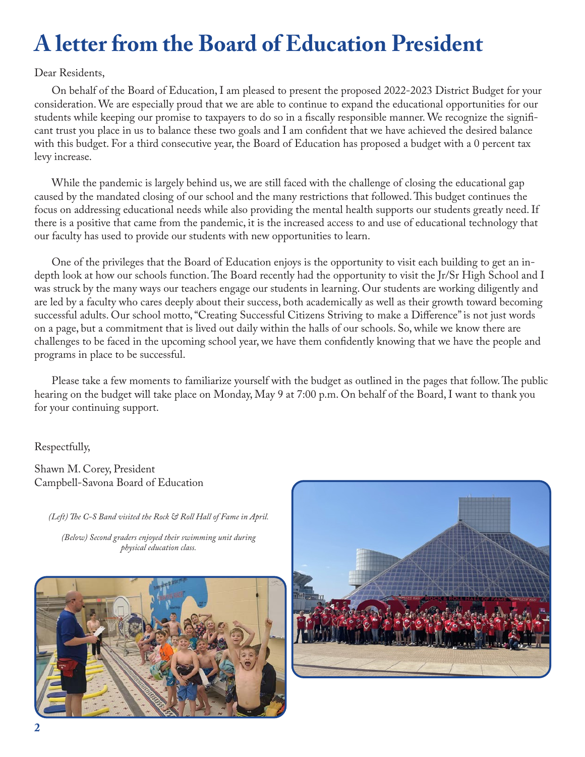# A letter from the Board of Education President

Dear Residents,

On behalf of the Board of Education, I am pleased to present the proposed 2022-2023 District Budget for your consideration. We are especially proud that we are able to continue to expand the educational opportunities for our students while keeping our promise to taxpayers to do so in a fiscally responsible manner. We recognize the significant trust you place in us to balance these two goals and I am confident that we have achieved the desired balance with this budget. For a third consecutive year, the Board of Education has proposed a budget with a 0 percent tax levy increase.

While the pandemic is largely behind us, we are still faced with the challenge of closing the educational gap caused by the mandated closing of our school and the many restrictions that followed. This budget continues the focus on addressing educational needs while also providing the mental health supports our students greatly need. If there is a positive that came from the pandemic, it is the increased access to and use of educational technology that our faculty has used to provide our students with new opportunities to learn.

One of the privileges that the Board of Education enjoys is the opportunity to visit each building to get an in-depth look at how our schools function. The Board recently had the opportunity to visit the Jr/Sr High School and I was struck by the many ways our teachers engage our students in learning. Our students are working diligently and are led by a faculty who cares deeply about their success, both academically as well as their growth toward becoming successful adults. Our school motto, "Creating Successful Citizens Striving to make a Difference" is not just words on a page, but a commitment that is lived out daily within the halls of our schools. So, while we know there are challenges to be faced in the upcoming school year, we have them confidently knowing that we have the people and programs in place to be successful.

Please take a few moments to familiarize yourself with the budget as outlined in the pages that follow. The public hearing on the budget will take place on Monday, May 9 at 7:00 p.m. On behalf of the Board, I want to thank you for your continuing support.

Respectfully,

Shawn M. Corey, President
Campbell-Savona Board of Education

*(Left) The C-S Band visited the Rock & Roll Hall of Fame in April.*

*(Below) Second graders enjoyed their swimming unit during physical education class.*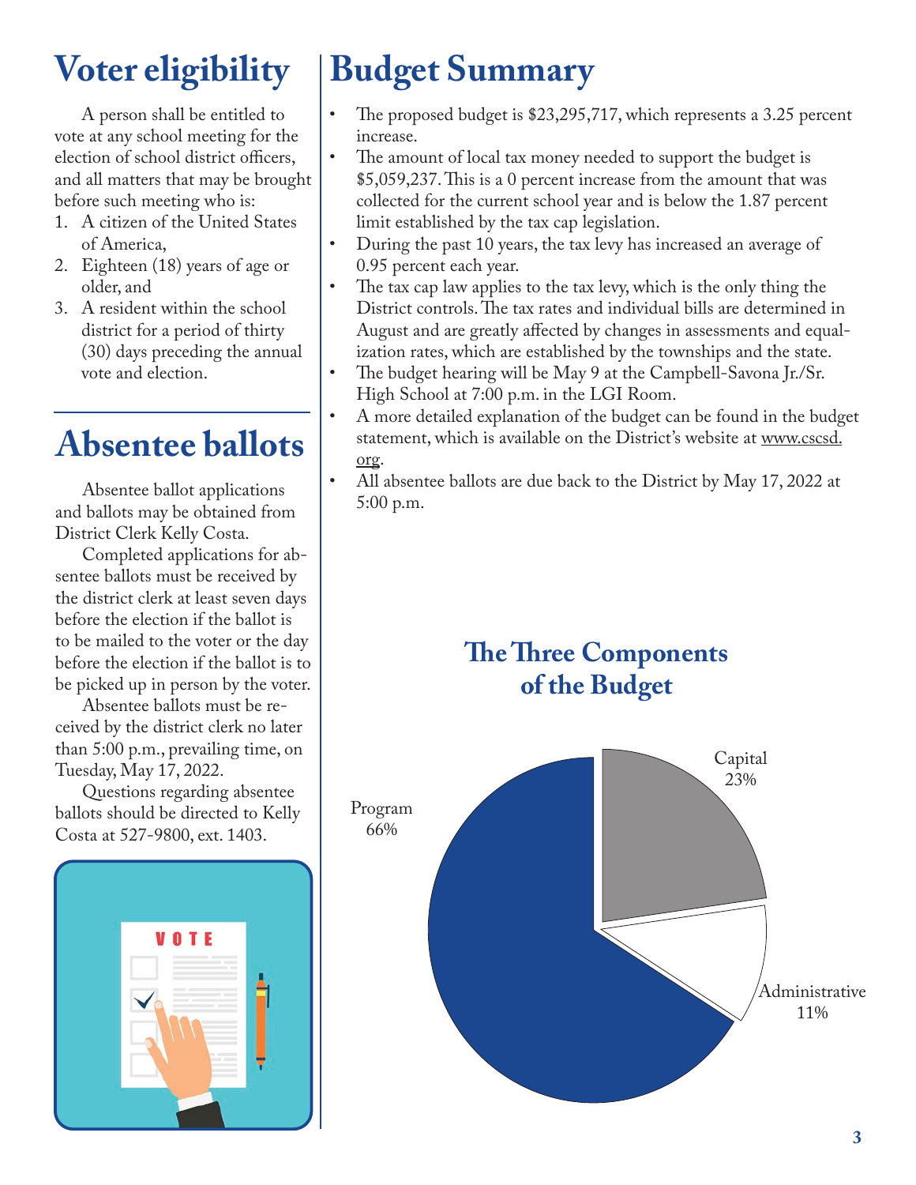# Voter eligibility

A person shall be entitled to vote at any school meeting for the election of school district officers, and all matters that may be brought before such meeting who is:

1. A citizen of the United States of America,
2. Eighteen (18) years of age or older, and
3. A resident within the school district for a period of thirty (30) days preceding the annual vote and election.

# Absentee ballots

Absentee ballot applications and ballots may be obtained from District Clerk Kelly Costa.

Completed applications for absentee ballots must be received by the district clerk at least seven days before the election if the ballot is to be mailed to the voter or the day before the election if the ballot is to be picked up in person by the voter.

Absentee ballots must be received by the district clerk no later than 5:00 p.m., prevailing time, on Tuesday, May 17, 2022.

Questions regarding absentee ballots should be directed to Kelly Costa at 527-9800, ext. 1403.

# Budget Summary

- The proposed budget is $23,295,717, which represents a 3.25 percent increase.
- The amount of local tax money needed to support the budget is $5,059,237. This is a 0 percent increase from the amount that was collected for the current school year and is below the 1.87 percent limit established by the tax cap legislation.
- During the past 10 years, the tax levy has increased an average of 0.95 percent each year.
- The tax cap law applies to the tax levy, which is the only thing the District controls. The tax rates and individual bills are determined in August and are greatly affected by changes in assessments and equalization rates, which are established by the townships and the state.
- The budget hearing will be May 9 at the Campbell-Savona Jr./Sr. High School at 7:00 p.m. in the LGI Room.
- A more detailed explanation of the budget can be found in the budget statement, which is available on the District's website at www.cscsd.org.
- All absentee ballots are due back to the District by May 17, 2022 at 5:00 p.m.

## The Three Components of the Budget

Program 66%

Capital 23%

Administrative 11%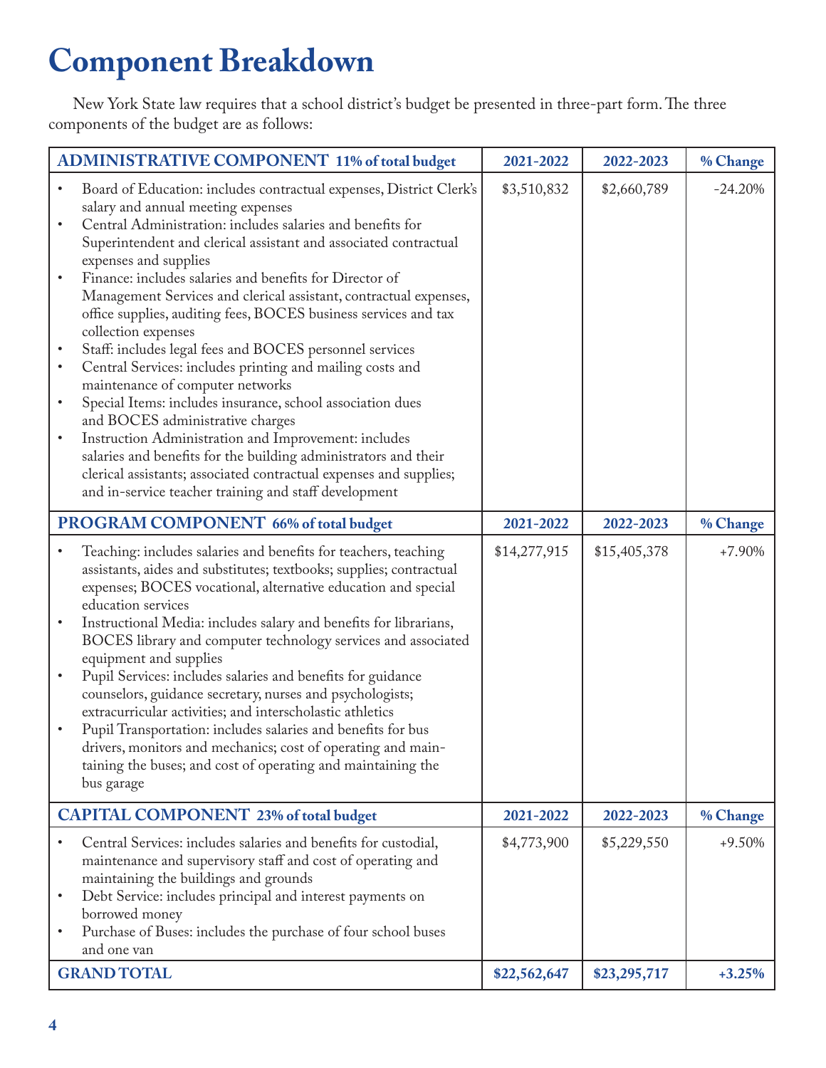# Component Breakdown

New York State law requires that a school district's budget be presented in three-part form. The three components of the budget are as follows:

| ADMINISTRATIVE COMPONENT 11% of total budget | 2021-2022 | 2022-2023 | % Change |
|---|---|---|---|
| • Board of Education: includes contractual expenses, District Clerk's salary and annual meeting expenses<br>• Central Administration: includes salaries and benefits for Superintendent and clerical assistant and associated contractual expenses and supplies<br>• Finance: includes salaries and benefits for Director of Management Services and clerical assistant, contractual expenses, office supplies, auditing fees, BOCES business services and tax collection expenses<br>• Staff: includes legal fees and BOCES personnel services<br>• Central Services: includes printing and mailing costs and maintenance of computer networks<br>• Special Items: includes insurance, school association dues and BOCES administrative charges<br>• Instruction Administration and Improvement: includes salaries and benefits for the building administrators and their clerical assistants; associated contractual expenses and supplies; and in-service teacher training and staff development | $3,510,832 | $2,660,789 | -24.20% |
| **PROGRAM COMPONENT 66% of total budget** | **2021-2022** | **2022-2023** | **% Change** |
| • Teaching: includes salaries and benefits for teachers, teaching assistants, aides and substitutes; textbooks; supplies; contractual expenses; BOCES vocational, alternative education and special education services<br>• Instructional Media: includes salary and benefits for librarians, BOCES library and computer technology services and associated equipment and supplies<br>• Pupil Services: includes salaries and benefits for guidance counselors, guidance secretary, nurses and psychologists; extracurricular activities; and interscholastic athletics<br>• Pupil Transportation: includes salaries and benefits for bus drivers, monitors and mechanics; cost of operating and maintaining the buses; and cost of operating and maintaining the bus garage | $14,277,915 | $15,405,378 | +7.90% |
| **CAPITAL COMPONENT 23% of total budget** | **2021-2022** | **2022-2023** | **% Change** |
| • Central Services: includes salaries and benefits for custodial, maintenance and supervisory staff and cost of operating and maintaining the buildings and grounds<br>• Debt Service: includes principal and interest payments on borrowed money<br>• Purchase of Buses: includes the purchase of four school buses and one van | $4,773,900 | $5,229,550 | +9.50% |
| **GRAND TOTAL** | **$22,562,647** | **$23,295,717** | **+3.25%** |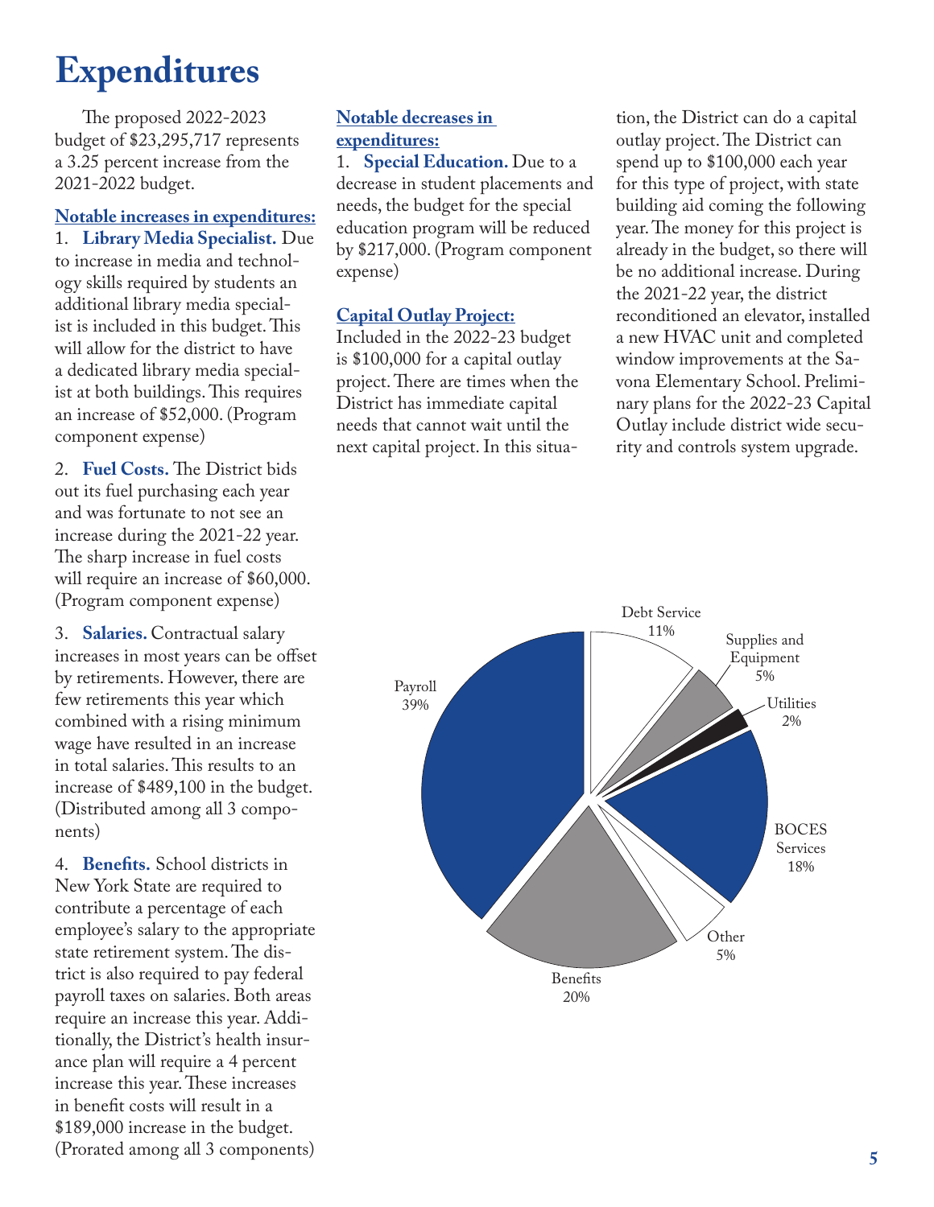# Expenditures

The proposed 2022-2023 budget of $23,295,717 represents a 3.25 percent increase from the 2021-2022 budget.

**Notable increases in expenditures:**

1. **Library Media Specialist.** Due to increase in media and technology skills required by students an additional library media specialist is included in this budget. This will allow for the district to have a dedicated library media specialist at both buildings. This requires an increase of $52,000. (Program component expense)

2. **Fuel Costs.** The District bids out its fuel purchasing each year and was fortunate to not see an increase during the 2021-22 year. The sharp increase in fuel costs will require an increase of $60,000. (Program component expense)

3. **Salaries.** Contractual salary increases in most years can be offset by retirements. However, there are few retirements this year which combined with a rising minimum wage have resulted in an increase in total salaries. This results to an increase of $489,100 in the budget. (Distributed among all 3 components)

4. **Benefits.** School districts in New York State are required to contribute a percentage of each employee's salary to the appropriate state retirement system. The district is also required to pay federal payroll taxes on salaries. Both areas require an increase this year. Additionally, the District's health insurance plan will require a 4 percent increase this year. These increases in benefit costs will result in a $189,000 increase in the budget. (Prorated among all 3 components)

**Notable decreases in expenditures:**

1. **Special Education.** Due to a decrease in student placements and needs, the budget for the special education program will be reduced by $217,000. (Program component expense)

**Capital Outlay Project:**

Included in the 2022-23 budget is $100,000 for a capital outlay project. There are times when the District has immediate capital needs that cannot wait until the next capital project. In this situation, the District can do a capital outlay project. The District can spend up to $100,000 each year for this type of project, with state building aid coming the following year. The money for this project is already in the budget, so there will be no additional increase. During the 2021-22 year, the district reconditioned an elevator, installed a new HVAC unit and completed window improvements at the Savona Elementary School. Preliminary plans for the 2022-23 Capital Outlay include district wide security and controls system upgrade.

| Category | Percent |
|---|---|
| Payroll | 39% |
| Benefits | 20% |
| BOCES Services | 18% |
| Debt Service | 11% |
| Supplies and Equipment | 5% |
| Other | 5% |
| Utilities | 2% |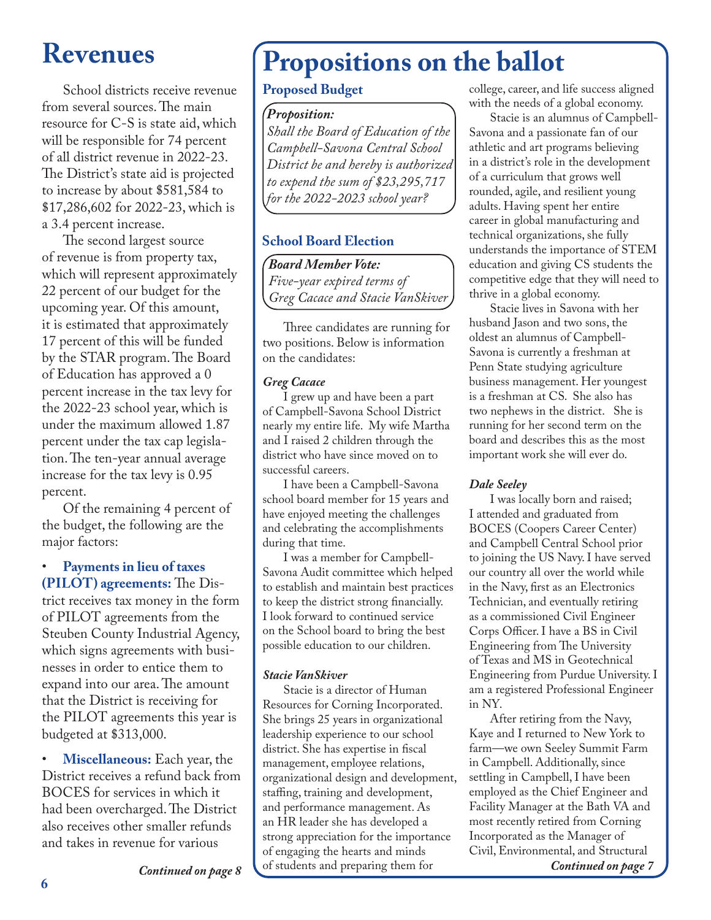# Revenues

School districts receive revenue from several sources. The main resource for C-S is state aid, which will be responsible for 74 percent of all district revenue in 2022-23. The District's state aid is projected to increase by about $581,584 to $17,286,602 for 2022-23, which is a 3.4 percent increase.

The second largest source of revenue is from property tax, which will represent approximately 22 percent of our budget for the upcoming year. Of this amount, it is estimated that approximately 17 percent of this will be funded by the STAR program. The Board of Education has approved a 0 percent increase in the tax levy for the 2022-23 school year, which is under the maximum allowed 1.87 percent under the tax cap legislation. The ten-year annual average increase for the tax levy is 0.95 percent.

Of the remaining 4 percent of the budget, the following are the major factors:

- **Payments in lieu of taxes (PILOT) agreements:** The District receives tax money in the form of PILOT agreements from the Steuben County Industrial Agency, which signs agreements with businesses in order to entice them to expand into our area. The amount that the District is receiving for the PILOT agreements this year is budgeted at $313,000.

- **Miscellaneous:** Each year, the District receives a refund back from BOCES for services in which it had been overcharged. The District also receives other smaller refunds and takes in revenue for various

*Continued on page 8*

# Propositions on the ballot

### Proposed Budget

***Proposition:***
*Shall the Board of Education of the Campbell-Savona Central School District be and hereby is authorized to expend the sum of $23,295,717 for the 2022-2023 school year?*

### School Board Election

***Board Member Vote:***
*Five-year expired terms of Greg Cacace and Stacie VanSkiver*

Three candidates are running for two positions. Below is information on the candidates:

***Greg Cacace***

I grew up and have been a part of Campbell-Savona School District nearly my entire life. My wife Martha and I raised 2 children through the district who have since moved on to successful careers.

I have been a Campbell-Savona school board member for 15 years and have enjoyed meeting the challenges and celebrating the accomplishments during that time.

I was a member for Campbell-Savona Audit committee which helped to establish and maintain best practices to keep the district strong financially. I look forward to continued service on the School board to bring the best possible education to our children.

***Stacie VanSkiver***

Stacie is a director of Human Resources for Corning Incorporated. She brings 25 years in organizational leadership experience to our school district. She has expertise in fiscal management, employee relations, organizational design and development, staffing, training and development, and performance management. As an HR leader she has developed a strong appreciation for the importance of engaging the hearts and minds of students and preparing them for college, career, and life success aligned with the needs of a global economy.

Stacie is an alumnus of Campbell-Savona and a passionate fan of our athletic and art programs believing in a district's role in the development of a curriculum that grows well rounded, agile, and resilient young adults. Having spent her entire career in global manufacturing and technical organizations, she fully understands the importance of STEM education and giving CS students the competitive edge that they will need to thrive in a global economy.

Stacie lives in Savona with her husband Jason and two sons, the oldest an alumnus of Campbell-Savona is currently a freshman at Penn State studying agriculture business management. Her youngest is a freshman at CS. She also has two nephews in the district. She is running for her second term on the board and describes this as the most important work she will ever do.

***Dale Seeley***

I was locally born and raised; I attended and graduated from BOCES (Coopers Career Center) and Campbell Central School prior to joining the US Navy. I have served our country all over the world while in the Navy, first as an Electronics Technician, and eventually retiring as a commissioned Civil Engineer Corps Officer. I have a BS in Civil Engineering from The University of Texas and MS in Geotechnical Engineering from Purdue University. I am a registered Professional Engineer in NY.

After retiring from the Navy, Kaye and I returned to New York to farm—we own Seeley Summit Farm in Campbell. Additionally, since settling in Campbell, I have been employed as the Chief Engineer and Facility Manager at the Bath VA and most recently retired from Corning Incorporated as the Manager of Civil, Environmental, and Structural

*Continued on page 7*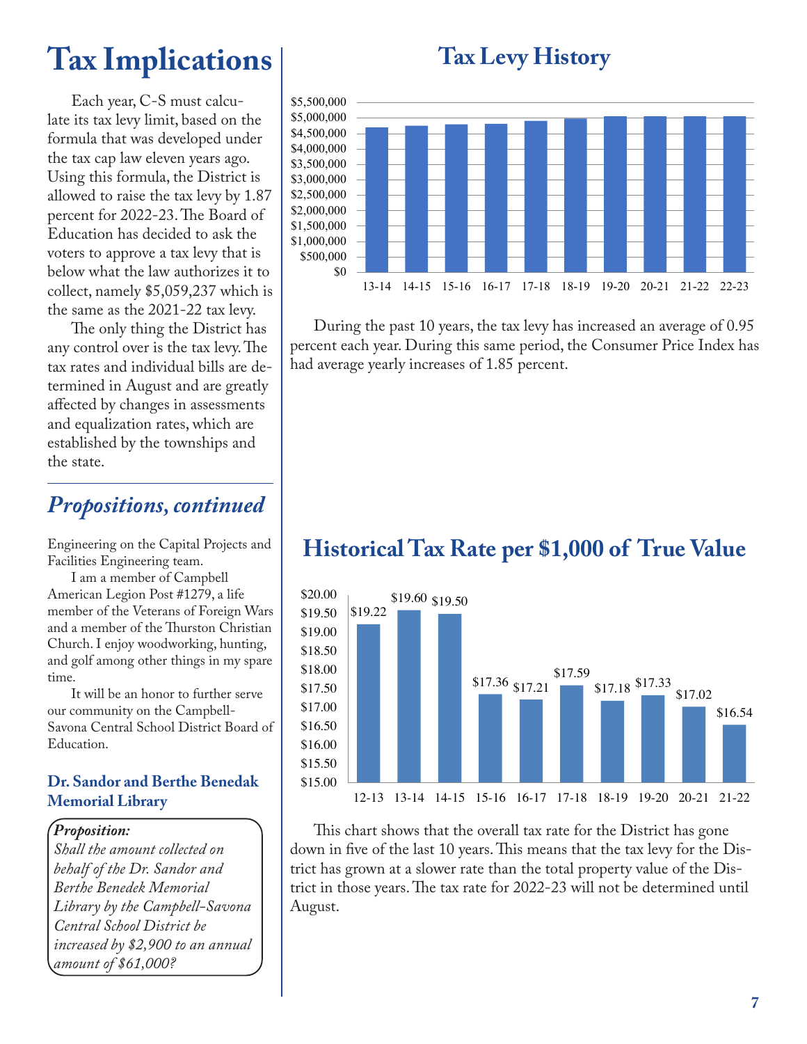# Tax Implications

Each year, C-S must calculate its tax levy limit, based on the formula that was developed under the tax cap law eleven years ago. Using this formula, the District is allowed to raise the tax levy by 1.87 percent for 2022-23. The Board of Education has decided to ask the voters to approve a tax levy that is below what the law authorizes it to collect, namely $5,059,237 which is the same as the 2021-22 tax levy.

The only thing the District has any control over is the tax levy. The tax rates and individual bills are determined in August and are greatly affected by changes in assessments and equalization rates, which are established by the townships and the state.

## Propositions, continued

Engineering on the Capital Projects and Facilities Engineering team.

I am a member of Campbell American Legion Post #1279, a life member of the Veterans of Foreign Wars and a member of the Thurston Christian Church. I enjoy woodworking, hunting, and golf among other things in my spare time.

It will be an honor to further serve our community on the Campbell-Savona Central School District Board of Education.

### Dr. Sandor and Berthe Benedak Memorial Library

***Proposition:***
*Shall the amount collected on behalf of the Dr. Sandor and Berthe Benedek Memorial Library by the Campbell-Savona Central School District be increased by $2,900 to an annual amount of $61,000?*

## Tax Levy History

During the past 10 years, the tax levy has increased an average of 0.95 percent each year. During this same period, the Consumer Price Index has had average yearly increases of 1.85 percent.

## Historical Tax Rate per $1,000 of True Value

| Year | 12-13 | 13-14 | 14-15 | 15-16 | 16-17 | 17-18 | 18-19 | 19-20 | 20-21 | 21-22 |
|---|---|---|---|---|---|---|---|---|---|---|
| Tax Rate | $19.22 | $19.60 | $19.50 | $17.36 | $17.21 | $17.59 | $17.18 | $17.33 | $17.02 | $16.54 |

This chart shows that the overall tax rate for the District has gone down in five of the last 10 years. This means that the tax levy for the District has grown at a slower rate than the total property value of the District in those years. The tax rate for 2022-23 will not be determined until August.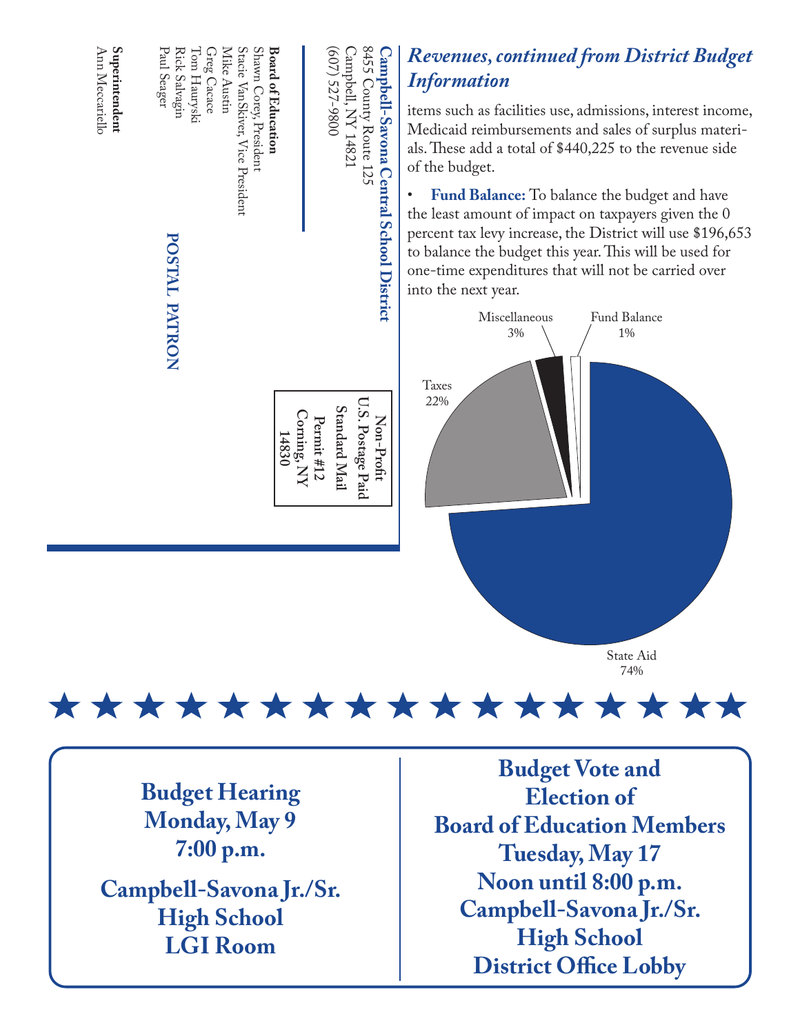## *Revenues, continued from District Budget Information*

items such as facilities use, admissions, interest income, Medicaid reimbursements and sales of surplus materials. These add a total of $440,225 to the revenue side of the budget.

- **Fund Balance:** To balance the budget and have the least amount of impact on taxpayers given the 0 percent tax levy increase, the District will use $196,653 to balance the budget this year. This will be used for one-time expenditures that will not be carried over into the next year.

Miscellaneous 3%
Fund Balance 1%
Taxes 22%
State Aid 74%

**Campbell-Savona Central School District**
8455 County Route 125
Campbell, NY 14821
(607) 527-9800

**Board of Education**
Shawn Corey, President
Stacie VanSkiver, Vice President
Mike Austin
Greg Cacace
Tom Hauryski
Rick Salvagin
Paul Seager

**Superintendent**
Ann Meccariello

**Non-Profit**
**U.S. Postage Paid**
**Standard Mail**
**Permit #12**
**Corning, NY**
**14830**

**POSTAL PATRON**

★★★★★★★★★★★★★★★★★

**Budget Hearing**
**Monday, May 9**
**7:00 p.m.**

**Campbell-Savona Jr./Sr. High School**
**LGI Room**

**Budget Vote and Election of Board of Education Members**
**Tuesday, May 17**
**Noon until 8:00 p.m.**
**Campbell-Savona Jr./Sr. High School**
**District Office Lobby**